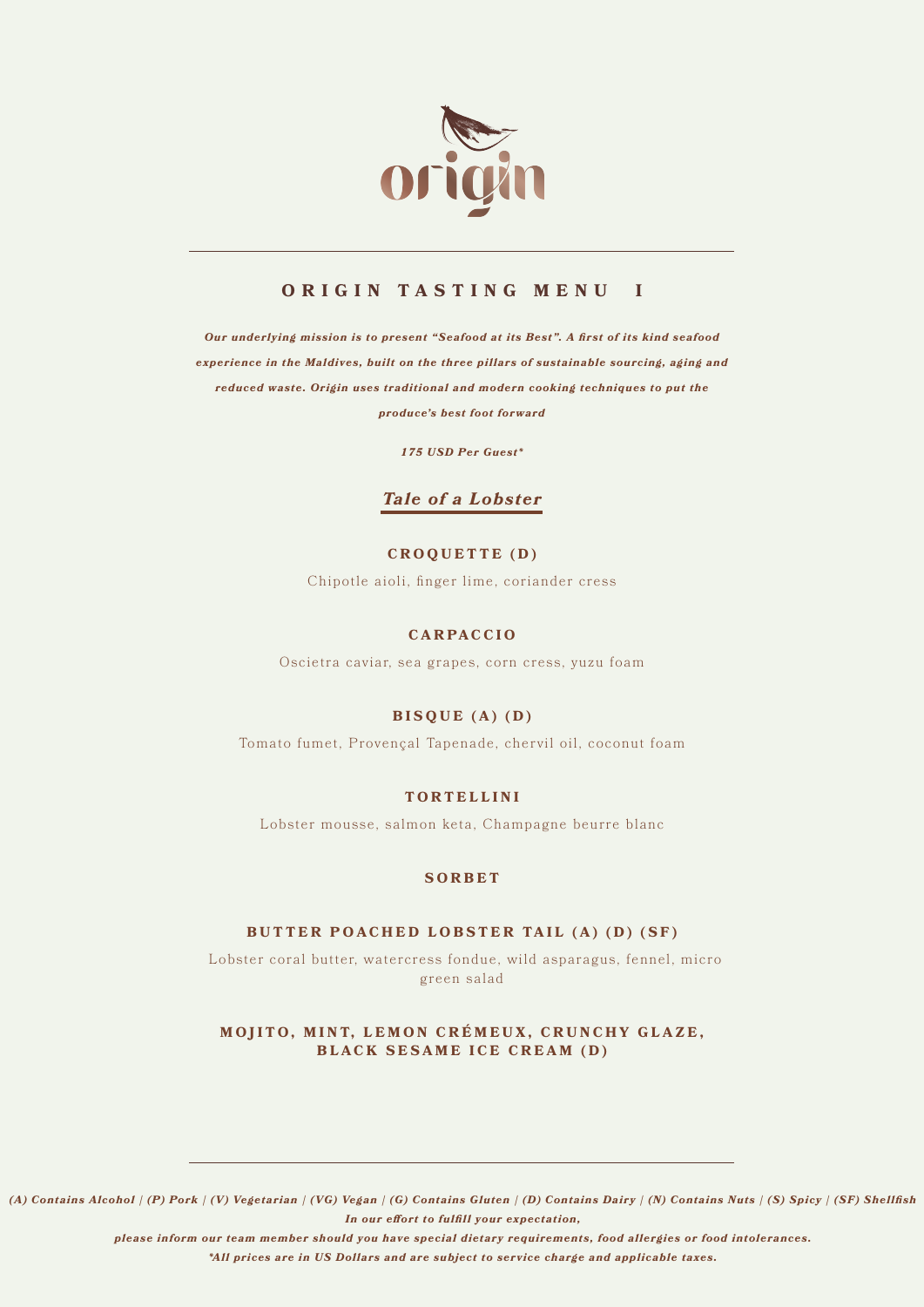# origin

## ORIGIN TASTING MENU I

***Our underlying mission is to present "Seafood at its Best". A first of its kind seafood experience in the Maldives, built on the three pillars of sustainable sourcing, aging and reduced waste. Origin uses traditional and modern cooking techniques to put the produce's best foot forward***

***175 USD Per Guest\****

### *Tale of a Lobster*

**CROQUETTE (D)**

Chipotle aioli, finger lime, coriander cress

**CARPACCIO**

Oscietra caviar, sea grapes, corn cress, yuzu foam

**BISQUE (A) (D)**

Tomato fumet, Provençal Tapenade, chervil oil, coconut foam

**TORTELLINI**

Lobster mousse, salmon keta, Champagne beurre blanc

**SORBET**

**BUTTER POACHED LOBSTER TAIL (A) (D) (SF)**

Lobster coral butter, watercress fondue, wild asparagus, fennel, micro green salad

**MOJITO, MINT, LEMON CRÉMEUX, CRUNCHY GLAZE, BLACK SESAME ICE CREAM (D)**

---

***(A) Contains Alcohol | (P) Pork | (V) Vegetarian | (VG) Vegan | (G) Contains Gluten | (D) Contains Dairy | (N) Contains Nuts | (S) Spicy | (SF) Shellfish***

***In our effort to fulfill your expectation,***

***please inform our team member should you have special dietary requirements, food allergies or food intolerances.***

***\*All prices are in US Dollars and are subject to service charge and applicable taxes.***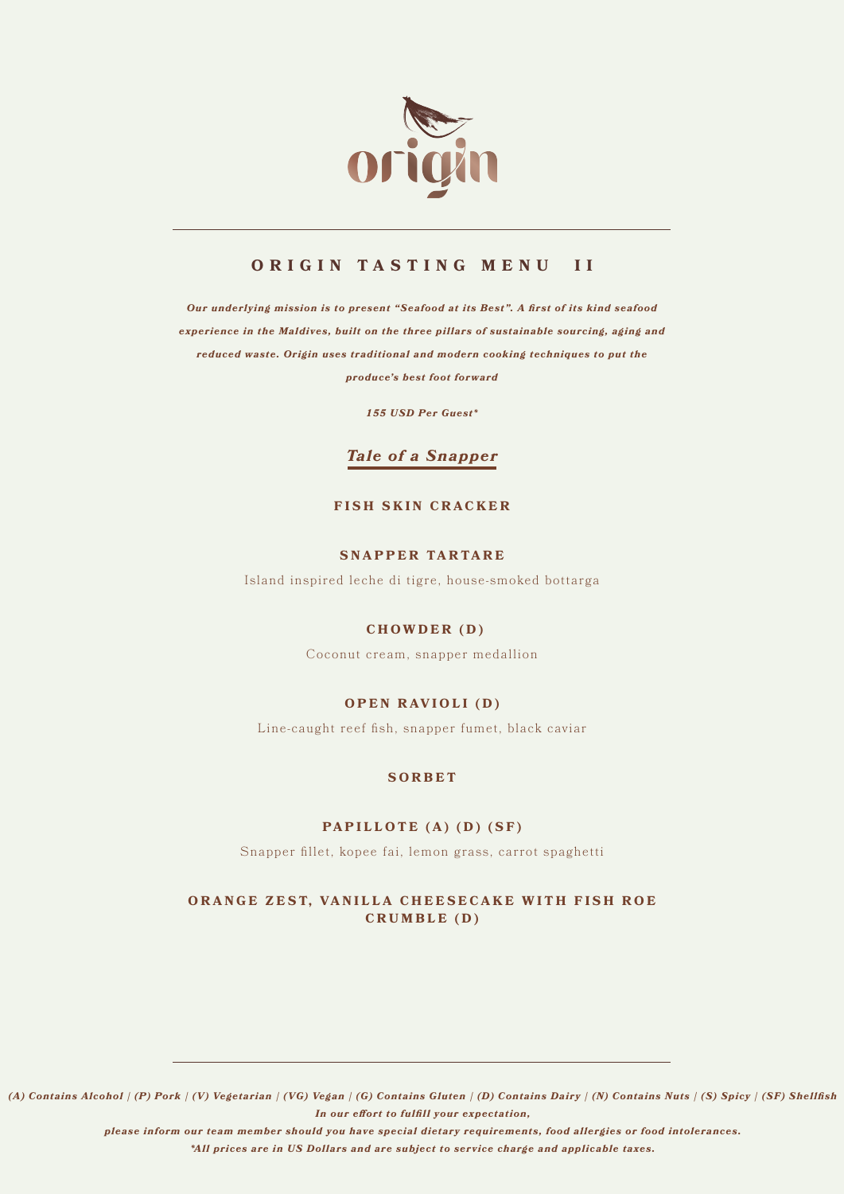origin

## ORIGIN TASTING MENU II

***Our underlying mission is to present "Seafood at its Best". A first of its kind seafood experience in the Maldives, built on the three pillars of sustainable sourcing, aging and reduced waste. Origin uses traditional and modern cooking techniques to put the produce's best foot forward***

***155 USD Per Guest****

### *Tale of a Snapper*

**FISH SKIN CRACKER**

**SNAPPER TARTARE**

Island inspired leche di tigre, house-smoked bottarga

**CHOWDER (D)**

Coconut cream, snapper medallion

**OPEN RAVIOLI (D)**

Line-caught reef fish, snapper fumet, black caviar

**SORBET**

**PAPILLOTE (A) (D) (SF)**

Snapper fillet, kopee fai, lemon grass, carrot spaghetti

**ORANGE ZEST, VANILLA CHEESECAKE WITH FISH ROE CRUMBLE (D)**

***(A) Contains Alcohol | (P) Pork | (V) Vegetarian | (VG) Vegan | (G) Contains Gluten | (D) Contains Dairy | (N) Contains Nuts | (S) Spicy | (SF) Shellfish***

***In our effort to fulfill your expectation,***

***please inform our team member should you have special dietary requirements, food allergies or food intolerances.***

****All prices are in US Dollars and are subject to service charge and applicable taxes.***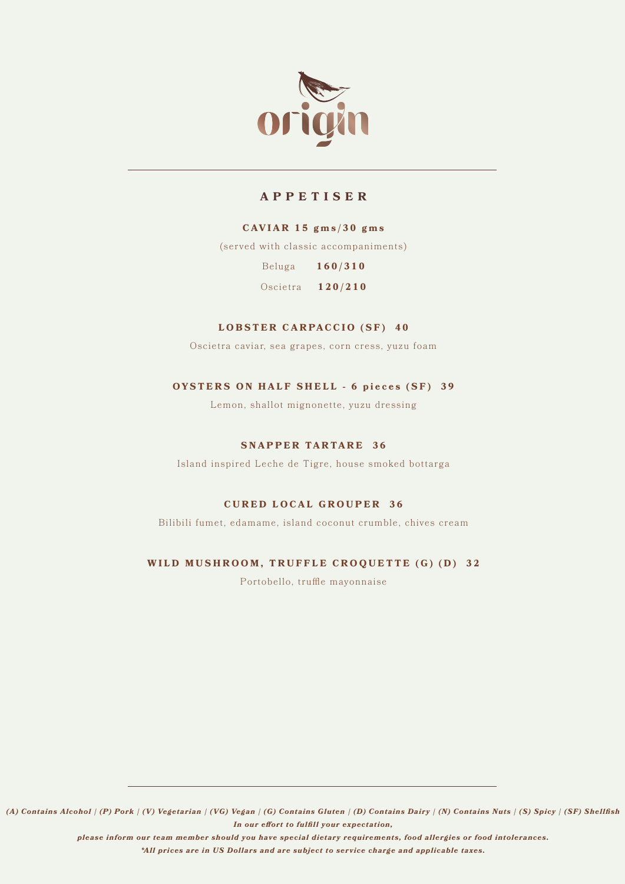# origin

## APPETISER

**CAVIAR 15 gms/30 gms**

(served with classic accompaniments)

Beluga **160/310**

Oscietra **120/210**

**LOBSTER CARPACCIO (SF) 40**

Oscietra caviar, sea grapes, corn cress, yuzu foam

**OYSTERS ON HALF SHELL - 6 pieces (SF) 39**

Lemon, shallot mignonette, yuzu dressing

**SNAPPER TARTARE 36**

Island inspired Leche de Tigre, house smoked bottarga

**CURED LOCAL GROUPER 36**

Bilibili fumet, edamame, island coconut crumble, chives cream

**WILD MUSHROOM, TRUFFLE CROQUETTE (G) (D) 32**

Portobello, truffle mayonnaise

***(A) Contains Alcohol | (P) Pork | (V) Vegetarian | (VG) Vegan | (G) Contains Gluten | (D) Contains Dairy | (N) Contains Nuts | (S) Spicy | (SF) Shellfish***

***In our effort to fulfill your expectation,***

***please inform our team member should you have special dietary requirements, food allergies or food intolerances.***

***\*All prices are in US Dollars and are subject to service charge and applicable taxes.***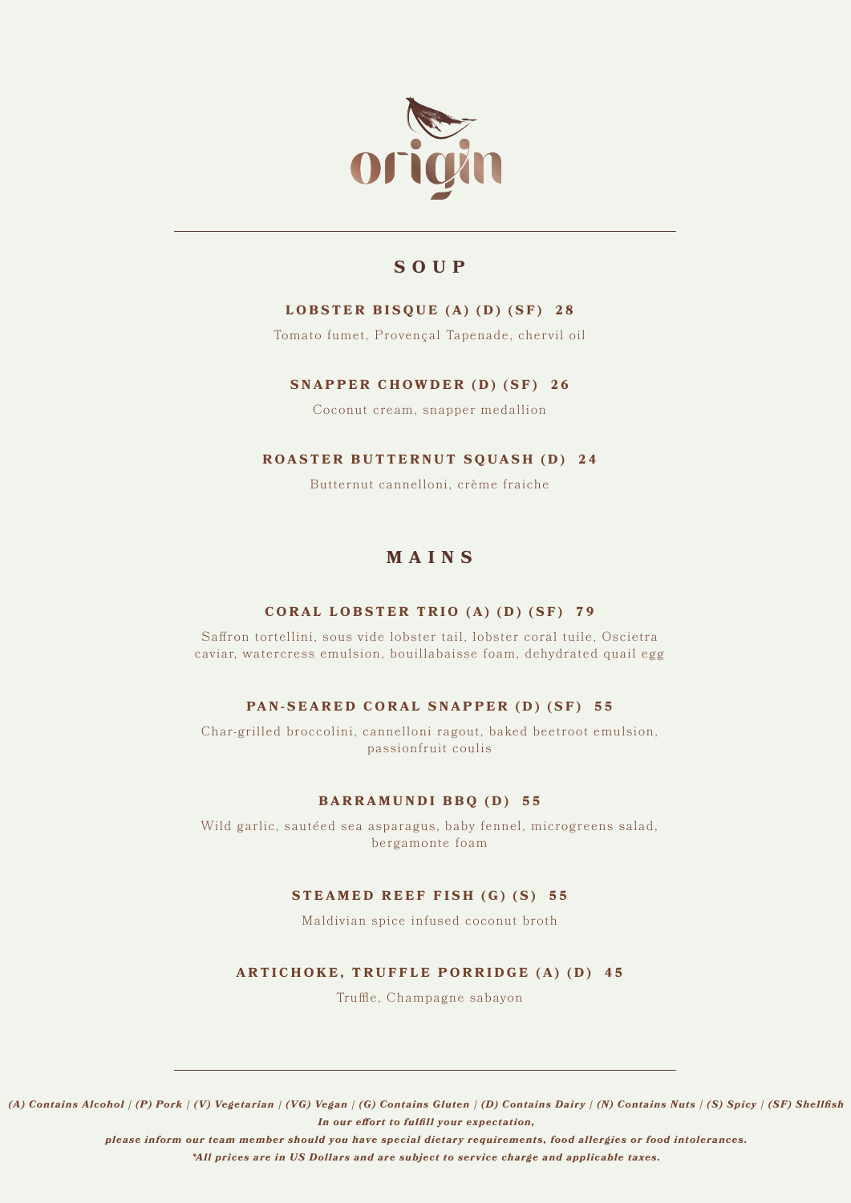# origin

## SOUP

**LOBSTER BISQUE (A) (D) (SF) 28**

Tomato fumet, Provençal Tapenade, chervil oil

**SNAPPER CHOWDER (D) (SF) 26**

Coconut cream, snapper medallion

**ROASTER BUTTERNUT SQUASH (D) 24**

Butternut cannelloni, crème fraiche

## MAINS

**CORAL LOBSTER TRIO (A) (D) (SF) 79**

Saffron tortellini, sous vide lobster tail, lobster coral tuile, Oscietra caviar, watercress emulsion, bouillabaisse foam, dehydrated quail egg

**PAN-SEARED CORAL SNAPPER (D) (SF) 55**

Char-grilled broccolini, cannelloni ragout, baked beetroot emulsion, passionfruit coulis

**BARRAMUNDI BBQ (D) 55**

Wild garlic, sautéed sea asparagus, baby fennel, microgreens salad, bergamonte foam

**STEAMED REEF FISH (G) (S) 55**

Maldivian spice infused coconut broth

**ARTICHOKE, TRUFFLE PORRIDGE (A) (D) 45**

Truffle, Champagne sabayon

***(A) Contains Alcohol | (P) Pork | (V) Vegetarian | (VG) Vegan | (G) Contains Gluten | (D) Contains Dairy | (N) Contains Nuts | (S) Spicy | (SF) Shellfish***

***In our effort to fulfill your expectation,***

***please inform our team member should you have special dietary requirements, food allergies or food intolerances.***

***\*All prices are in US Dollars and are subject to service charge and applicable taxes.***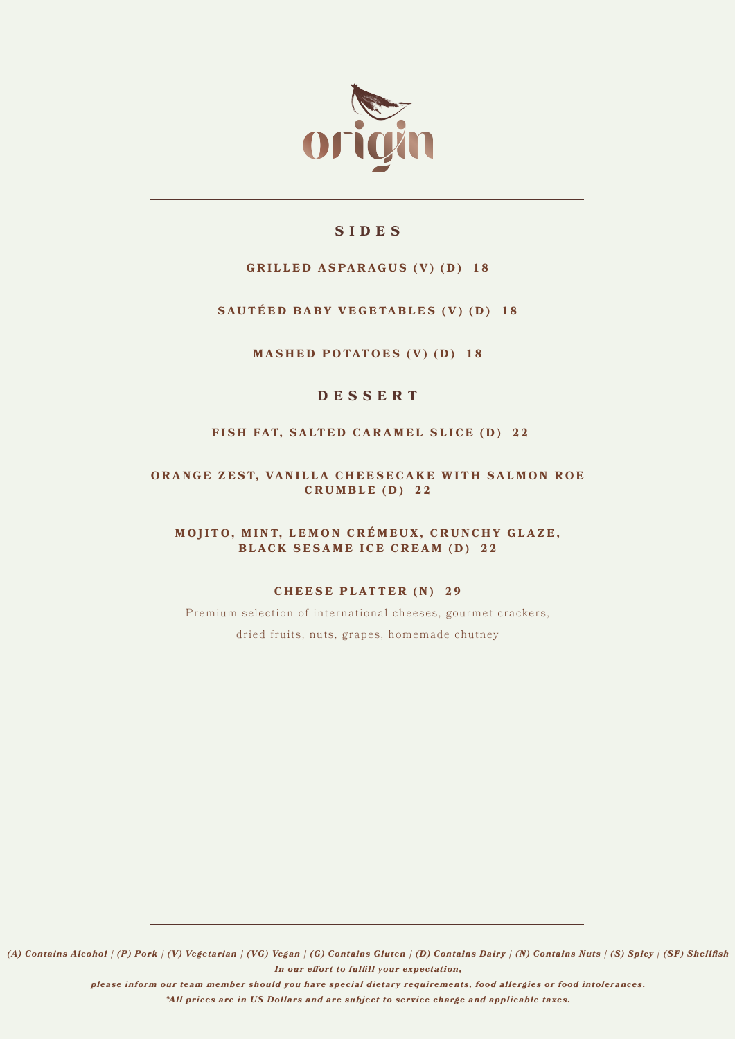# origin

## SIDES

**GRILLED ASPARAGUS (V) (D) 18**

**SAUTÉED BABY VEGETABLES (V) (D) 18**

**MASHED POTATOES (V) (D) 18**

## DESSERT

**FISH FAT, SALTED CARAMEL SLICE (D) 22**

**ORANGE ZEST, VANILLA CHEESECAKE WITH SALMON ROE CRUMBLE (D) 22**

**MOJITO, MINT, LEMON CRÉMEUX, CRUNCHY GLAZE, BLACK SESAME ICE CREAM (D) 22**

**CHEESE PLATTER (N) 29**

Premium selection of international cheeses, gourmet crackers, dried fruits, nuts, grapes, homemade chutney

***(A) Contains Alcohol | (P) Pork | (V) Vegetarian | (VG) Vegan | (G) Contains Gluten | (D) Contains Dairy | (N) Contains Nuts | (S) Spicy | (SF) Shellfish***

***In our effort to fulfill your expectation,***

***please inform our team member should you have special dietary requirements, food allergies or food intolerances.***

***\*All prices are in US Dollars and are subject to service charge and applicable taxes.***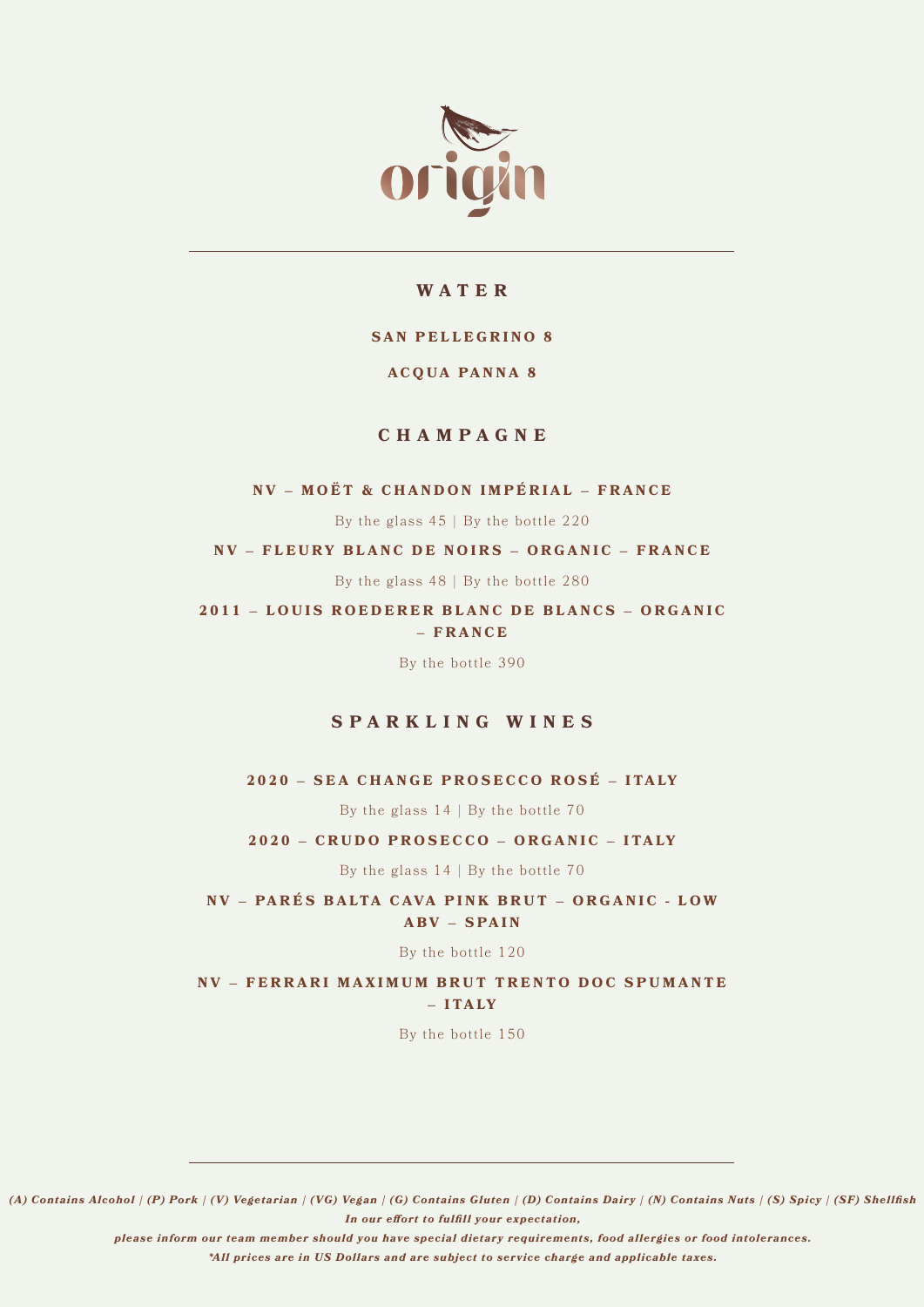# origin

## WATER

**SAN PELLEGRINO 8**

**ACQUA PANNA 8**

## CHAMPAGNE

**NV – MOËT & CHANDON IMPÉRIAL – FRANCE**

By the glass 45 | By the bottle 220

**NV – FLEURY BLANC DE NOIRS – ORGANIC – FRANCE**

By the glass 48 | By the bottle 280

**2011 – LOUIS ROEDERER BLANC DE BLANCS – ORGANIC – FRANCE**

By the bottle 390

## SPARKLING WINES

**2020 – SEA CHANGE PROSECCO ROSÉ – ITALY**

By the glass 14 | By the bottle 70

**2020 – CRUDO PROSECCO – ORGANIC – ITALY**

By the glass 14 | By the bottle 70

**NV – PARÉS BALTA CAVA PINK BRUT – ORGANIC - LOW ABV – SPAIN**

By the bottle 120

**NV – FERRARI MAXIMUM BRUT TRENTO DOC SPUMANTE – ITALY**

By the bottle 150

***(A) Contains Alcohol | (P) Pork | (V) Vegetarian | (VG) Vegan | (G) Contains Gluten | (D) Contains Dairy | (N) Contains Nuts | (S) Spicy | (SF) Shellfish***

***In our effort to fulfill your expectation,***

***please inform our team member should you have special dietary requirements, food allergies or food intolerances.***

***\*All prices are in US Dollars and are subject to service charge and applicable taxes.***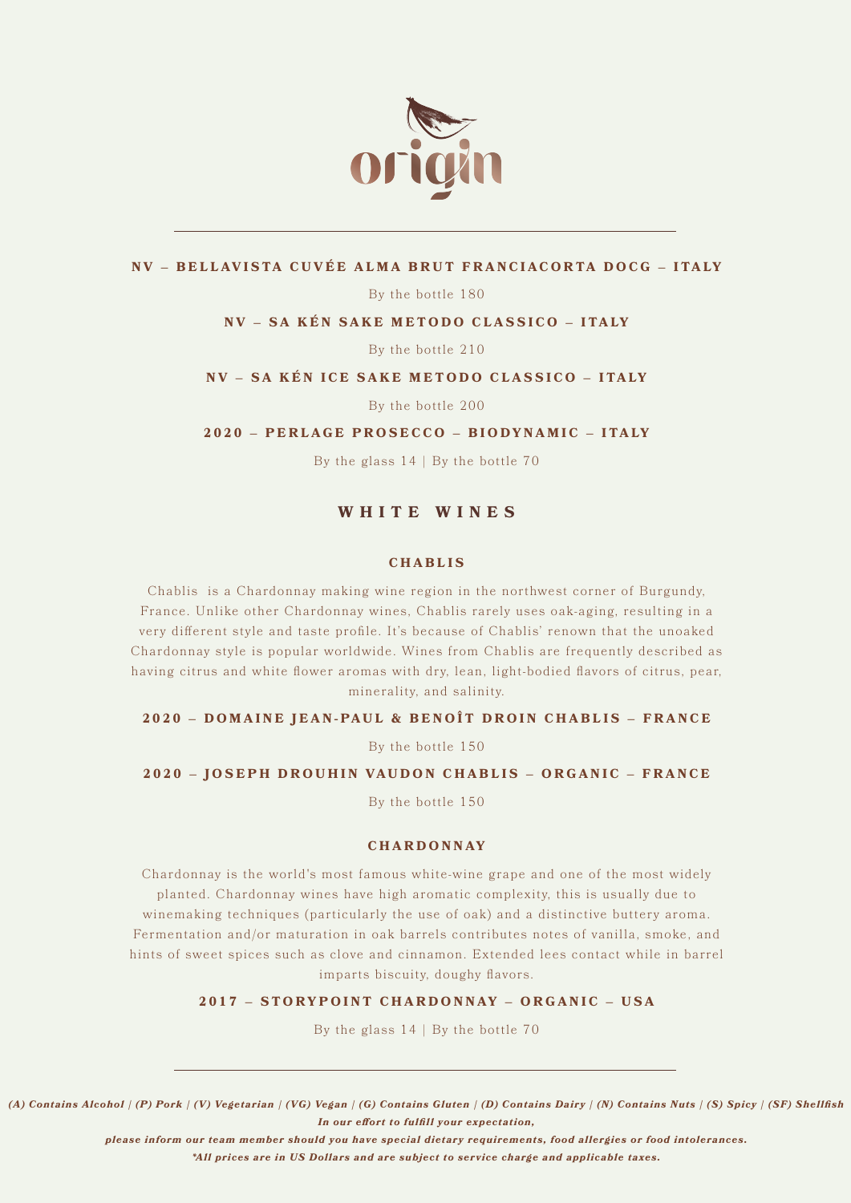origin

---

**NV – BELLAVISTA CUVÉE ALMA BRUT FRANCIACORTA DOCG – ITALY**

By the bottle 180

**NV – SA KÉN SAKE METODO CLASSICO – ITALY**

By the bottle 210

**NV – SA KÉN ICE SAKE METODO CLASSICO – ITALY**

By the bottle 200

**2020 – PERLAGE PROSECCO – BIODYNAMIC – ITALY**

By the glass 14 | By the bottle 70

## WHITE WINES

### CHABLIS

Chablis is a Chardonnay making wine region in the northwest corner of Burgundy, France. Unlike other Chardonnay wines, Chablis rarely uses oak-aging, resulting in a very different style and taste profile. It's because of Chablis' renown that the unoaked Chardonnay style is popular worldwide. Wines from Chablis are frequently described as having citrus and white flower aromas with dry, lean, light-bodied flavors of citrus, pear, minerality, and salinity.

**2020 – DOMAINE JEAN-PAUL & BENOÎT DROIN CHABLIS – FRANCE**

By the bottle 150

**2020 – JOSEPH DROUHIN VAUDON CHABLIS – ORGANIC – FRANCE**

By the bottle 150

### CHARDONNAY

Chardonnay is the world's most famous white-wine grape and one of the most widely planted. Chardonnay wines have high aromatic complexity, this is usually due to winemaking techniques (particularly the use of oak) and a distinctive buttery aroma. Fermentation and/or maturation in oak barrels contributes notes of vanilla, smoke, and hints of sweet spices such as clove and cinnamon. Extended lees contact while in barrel imparts biscuity, doughy flavors.

**2017 – STORYPOINT CHARDONNAY – ORGANIC – USA**

By the glass 14 | By the bottle 70

---

***(A) Contains Alcohol | (P) Pork | (V) Vegetarian | (VG) Vegan | (G) Contains Gluten | (D) Contains Dairy | (N) Contains Nuts | (S) Spicy | (SF) Shellfish***
***In our effort to fulfill your expectation,***
***please inform our team member should you have special dietary requirements, food allergies or food intolerances.***
****All prices are in US Dollars and are subject to service charge and applicable taxes.***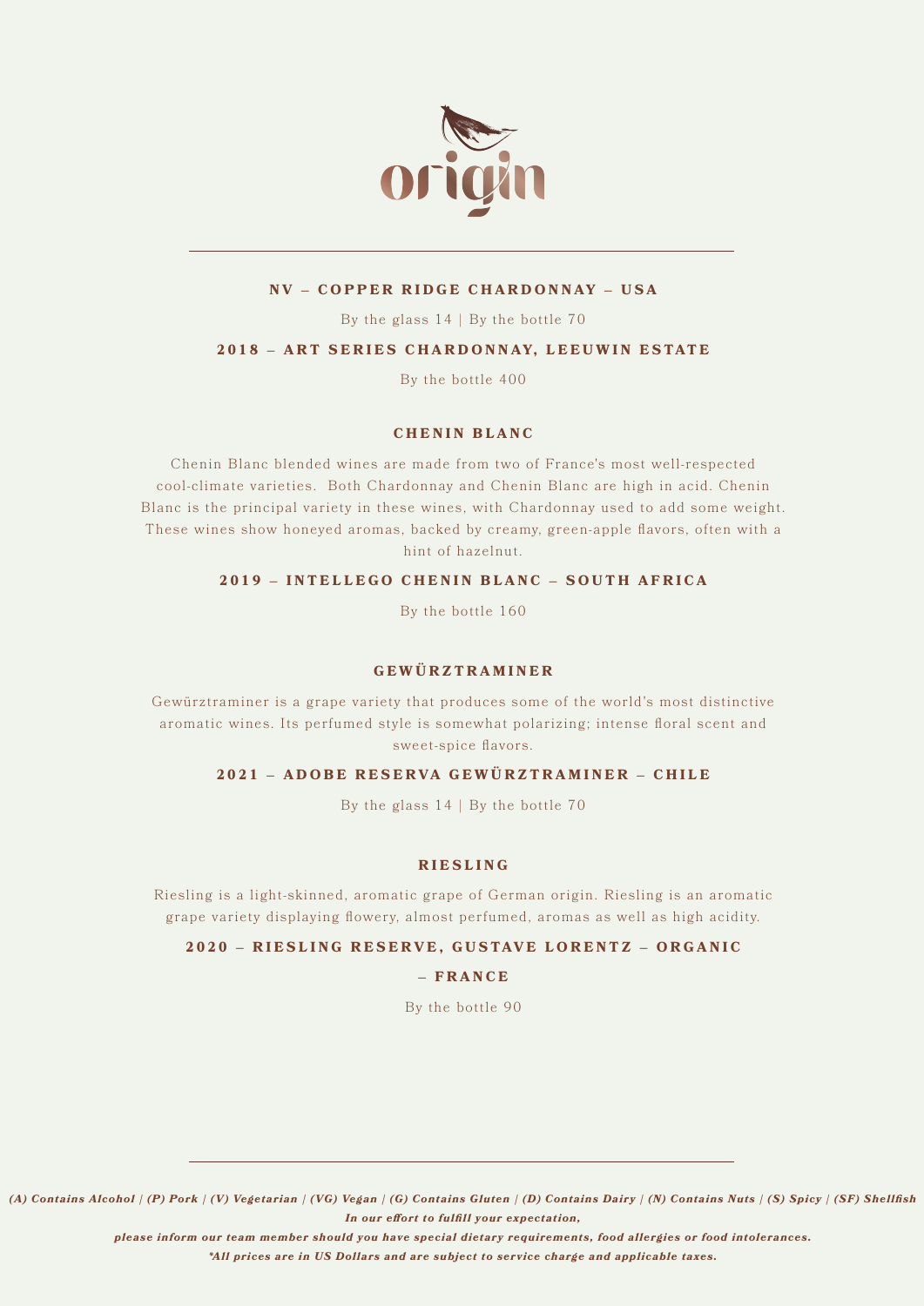origin

**NV – COPPER RIDGE CHARDONNAY – USA**

By the glass 14 | By the bottle 70

**2018 – ART SERIES CHARDONNAY, LEEUWIN ESTATE**

By the bottle 400

## CHENIN BLANC

Chenin Blanc blended wines are made from two of France's most well-respected cool-climate varieties. Both Chardonnay and Chenin Blanc are high in acid. Chenin Blanc is the principal variety in these wines, with Chardonnay used to add some weight. These wines show honeyed aromas, backed by creamy, green-apple flavors, often with a hint of hazelnut.

**2019 – INTELLEGO CHENIN BLANC – SOUTH AFRICA**

By the bottle 160

## GEWÜRZTRAMINER

Gewürztraminer is a grape variety that produces some of the world's most distinctive aromatic wines. Its perfumed style is somewhat polarizing; intense floral scent and sweet-spice flavors.

**2021 – ADOBE RESERVA GEWÜRZTRAMINER – CHILE**

By the glass 14 | By the bottle 70

## RIESLING

Riesling is a light-skinned, aromatic grape of German origin. Riesling is an aromatic grape variety displaying flowery, almost perfumed, aromas as well as high acidity.

**2020 – RIESLING RESERVE, GUSTAVE LORENTZ – ORGANIC – FRANCE**

By the bottle 90

***(A) Contains Alcohol | (P) Pork | (V) Vegetarian | (VG) Vegan | (G) Contains Gluten | (D) Contains Dairy | (N) Contains Nuts | (S) Spicy | (SF) Shellfish***

***In our effort to fulfill your expectation, please inform our team member should you have special dietary requirements, food allergies or food intolerances.***

***\*All prices are in US Dollars and are subject to service charge and applicable taxes.***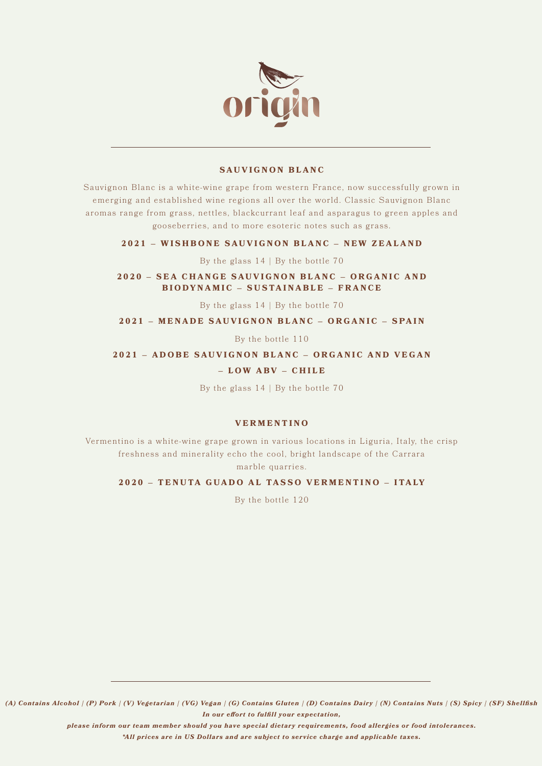# origin

## SAUVIGNON BLANC

Sauvignon Blanc is a white-wine grape from western France, now successfully grown in emerging and established wine regions all over the world. Classic Sauvignon Blanc aromas range from grass, nettles, blackcurrant leaf and asparagus to green apples and gooseberries, and to more esoteric notes such as grass.

**2021 – WISHBONE SAUVIGNON BLANC – NEW ZEALAND**

By the glass 14 | By the bottle 70

**2020 – SEA CHANGE SAUVIGNON BLANC – ORGANIC AND BIODYNAMIC – SUSTAINABLE – FRANCE**

By the glass 14 | By the bottle 70

**2021 – MENADE SAUVIGNON BLANC – ORGANIC – SPAIN**

By the bottle 110

**2021 – ADOBE SAUVIGNON BLANC – ORGANIC AND VEGAN – LOW ABV – CHILE**

By the glass 14 | By the bottle 70

## VERMENTINO

Vermentino is a white-wine grape grown in various locations in Liguria, Italy, the crisp freshness and minerality echo the cool, bright landscape of the Carrara marble quarries.

**2020 – TENUTA GUADO AL TASSO VERMENTINO – ITALY**

By the bottle 120

***(A) Contains Alcohol | (P) Pork | (V) Vegetarian | (VG) Vegan | (G) Contains Gluten | (D) Contains Dairy | (N) Contains Nuts | (S) Spicy | (SF) Shellfish***

***In our effort to fulfill your expectation,***

***please inform our team member should you have special dietary requirements, food allergies or food intolerances.***

****All prices are in US Dollars and are subject to service charge and applicable taxes.***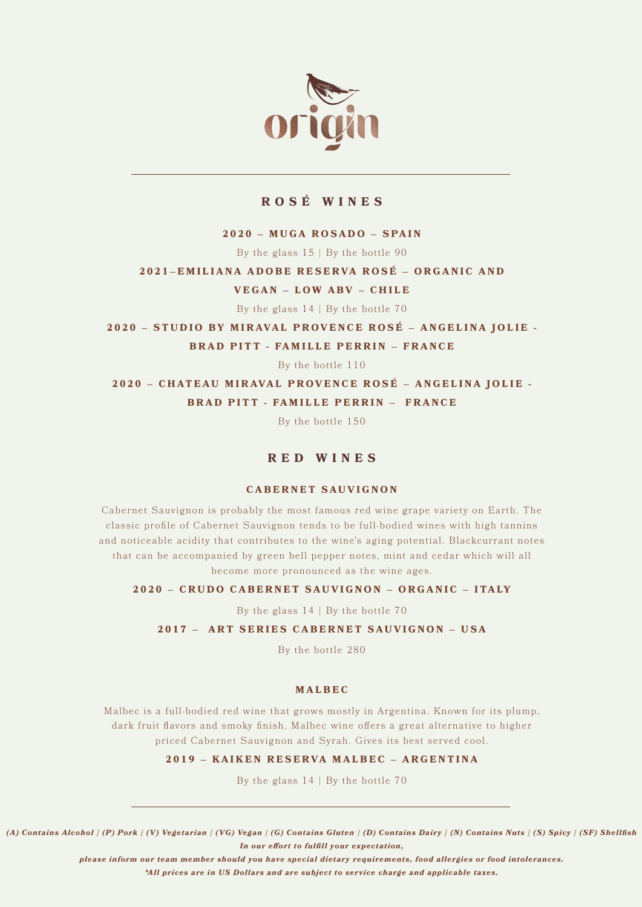origin

## ROSÉ WINES

**2020 – MUGA ROSADO – SPAIN**

By the glass 15 | By the bottle 90

**2021–EMILIANA ADOBE RESERVA ROSÉ – ORGANIC AND VEGAN – LOW ABV – CHILE**

By the glass 14 | By the bottle 70

**2020 – STUDIO BY MIRAVAL PROVENCE ROSÉ – ANGELINA JOLIE - BRAD PITT - FAMILLE PERRIN – FRANCE**

By the bottle 110

**2020 – CHATEAU MIRAVAL PROVENCE ROSÉ – ANGELINA JOLIE - BRAD PITT - FAMILLE PERRIN – FRANCE**

By the bottle 150

## RED WINES

### CABERNET SAUVIGNON

Cabernet Sauvignon is probably the most famous red wine grape variety on Earth. The classic profile of Cabernet Sauvignon tends to be full-bodied wines with high tannins and noticeable acidity that contributes to the wine's aging potential. Blackcurrant notes that can be accompanied by green bell pepper notes, mint and cedar which will all become more pronounced as the wine ages.

**2020 – CRUDO CABERNET SAUVIGNON – ORGANIC – ITALY**

By the glass 14 | By the bottle 70

**2017 – ART SERIES CABERNET SAUVIGNON – USA**

By the bottle 280

### MALBEC

Malbec is a full-bodied red wine that grows mostly in Argentina. Known for its plump, dark fruit flavors and smoky finish, Malbec wine offers a great alternative to higher priced Cabernet Sauvignon and Syrah. Gives its best served cool.

**2019 – KAIKEN RESERVA MALBEC – ARGENTINA**

By the glass 14 | By the bottle 70

***(A) Contains Alcohol | (P) Pork | (V) Vegetarian | (VG) Vegan | (G) Contains Gluten | (D) Contains Dairy | (N) Contains Nuts | (S) Spicy | (SF) Shellfish***

***In our effort to fulfill your expectation, please inform our team member should you have special dietary requirements, food allergies or food intolerances.***

****All prices are in US Dollars and are subject to service charge and applicable taxes.***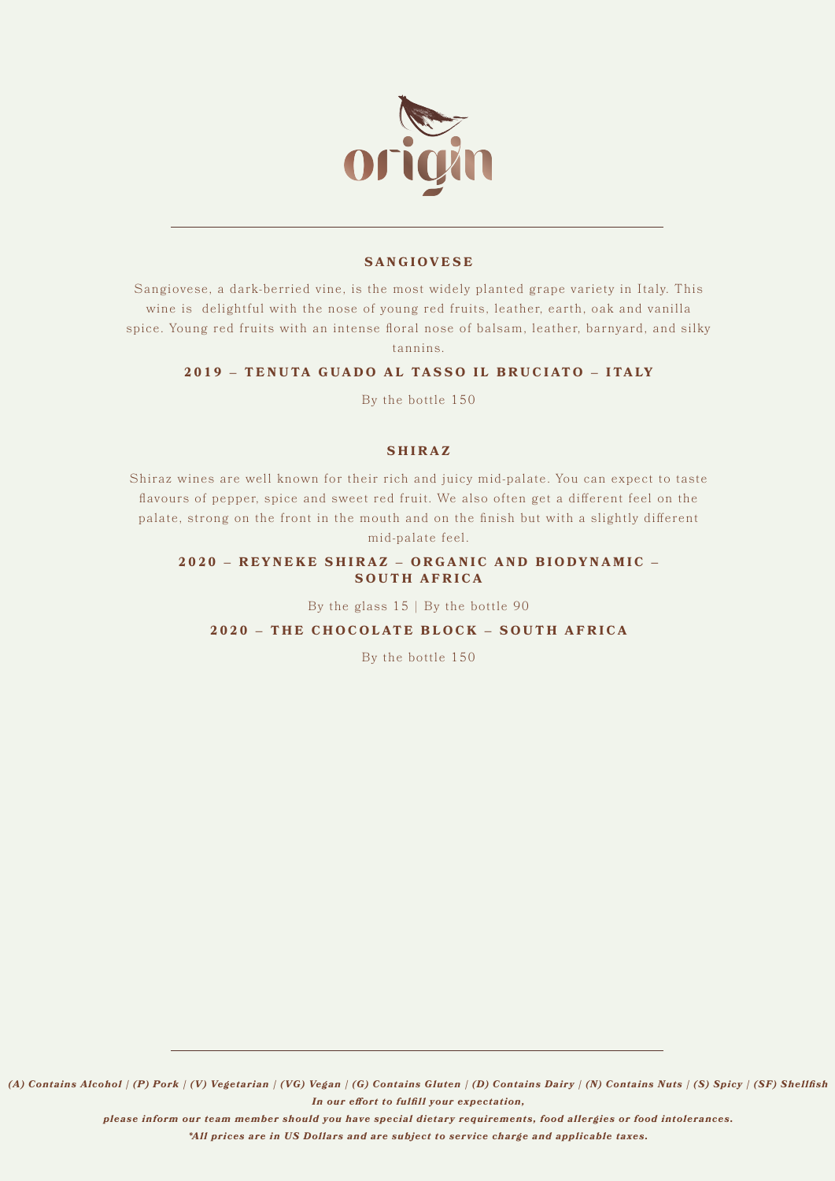origin

## SANGIOVESE

Sangiovese, a dark-berried vine, is the most widely planted grape variety in Italy. This wine is delightful with the nose of young red fruits, leather, earth, oak and vanilla spice. Young red fruits with an intense floral nose of balsam, leather, barnyard, and silky tannins.

### 2019 – TENUTA GUADO AL TASSO IL BRUCIATO – ITALY

By the bottle 150

## SHIRAZ

Shiraz wines are well known for their rich and juicy mid-palate. You can expect to taste flavours of pepper, spice and sweet red fruit. We also often get a different feel on the palate, strong on the front in the mouth and on the finish but with a slightly different mid-palate feel.

### 2020 – REYNEKE SHIRAZ – ORGANIC AND BIODYNAMIC – SOUTH AFRICA

By the glass 15 | By the bottle 90

### 2020 – THE CHOCOLATE BLOCK – SOUTH AFRICA

By the bottle 150

***(A) Contains Alcohol | (P) Pork | (V) Vegetarian | (VG) Vegan | (G) Contains Gluten | (D) Contains Dairy | (N) Contains Nuts | (S) Spicy | (SF) Shellfish***

***In our effort to fulfill your expectation,***

***please inform our team member should you have special dietary requirements, food allergies or food intolerances.***

****All prices are in US Dollars and are subject to service charge and applicable taxes.***